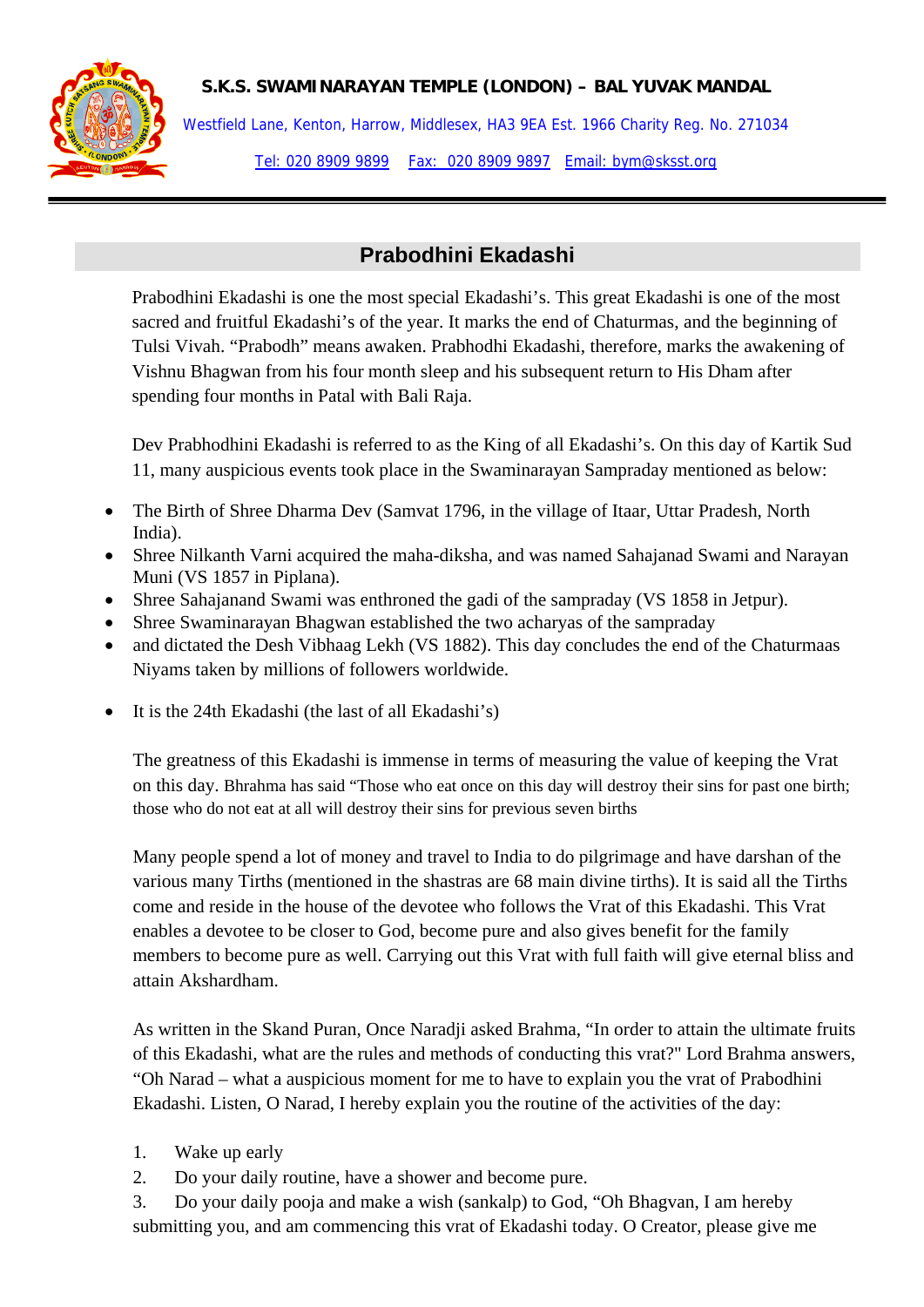**S.K.S. SWAMINARAYAN TEMPLE (LONDON) – BAL YUVAK MANDAL**

Westfield Lane, Kenton, Harrow, Middlesex, HA3 9EA Est. 1966 Charity Reg. No. 271034

Tel: 020 8909 9899 Fax: 020 8909 9897 Email: bym@sksst.org

## Prabodhini Ekadashi

Prabodhini Ekadashi is one the most special Ekadashi's. This great Ekadashi is one of the most sacred and fruitful Ekadashi's of the year. It marks the end of Chaturmas, and the beginning of Tulsi Vivah. "Prabodh" means awaken. Prabhodhi Ekadashi, therefore, marks the awakening of Vishnu Bhagwan from his four month sleep and his subsequent return to His Dham after spending four months in Patal with Bali Raja.

Dev Prabhodhini Ekadashi is referred to as the King of all Ekadashi's. On this day of Kartik Sud 11, many auspicious events took place in the Swaminarayan Sampraday mentioned as below:

- The Birth of Shree Dharma Dev (Samvat 1796, in the village of Itaar, Uttar Pradesh, North India).
- Shree Nilkanth Varni acquired the maha-diksha, and was named Sahajanad Swami and Narayan Muni (VS 1857 in Piplana).
- Shree Sahajanand Swami was enthroned the gadi of the sampraday (VS 1858 in Jetpur).
- Shree Swaminarayan Bhagwan established the two acharyas of the sampraday
- and dictated the Desh Vibhaag Lekh (VS 1882). This day concludes the end of the Chaturmaas Niyams taken by millions of followers worldwide.

- It is the 24th Ekadashi (the last of all Ekadashi's)

The greatness of this Ekadashi is immense in terms of measuring the value of keeping the Vrat on this day. Bhrahma has said "Those who eat once on this day will destroy their sins for past one birth; those who do not eat at all will destroy their sins for previous seven births

Many people spend a lot of money and travel to India to do pilgrimage and have darshan of the various many Tirths (mentioned in the shastras are 68 main divine tirths). It is said all the Tirths come and reside in the house of the devotee who follows the Vrat of this Ekadashi. This Vrat enables a devotee to be closer to God, become pure and also gives benefit for the family members to become pure as well. Carrying out this Vrat with full faith will give eternal bliss and attain Akshardham.

As written in the Skand Puran, Once Naradji asked Brahma, "In order to attain the ultimate fruits of this Ekadashi, what are the rules and methods of conducting this vrat?" Lord Brahma answers, "Oh Narad – what a auspicious moment for me to have to explain you the vrat of Prabodhini Ekadashi. Listen, O Narad, I hereby explain you the routine of the activities of the day:

1. Wake up early
2. Do your daily routine, have a shower and become pure.
3. Do your daily pooja and make a wish (sankalp) to God, "Oh Bhagvan, I am hereby submitting you, and am commencing this vrat of Ekadashi today. O Creator, please give me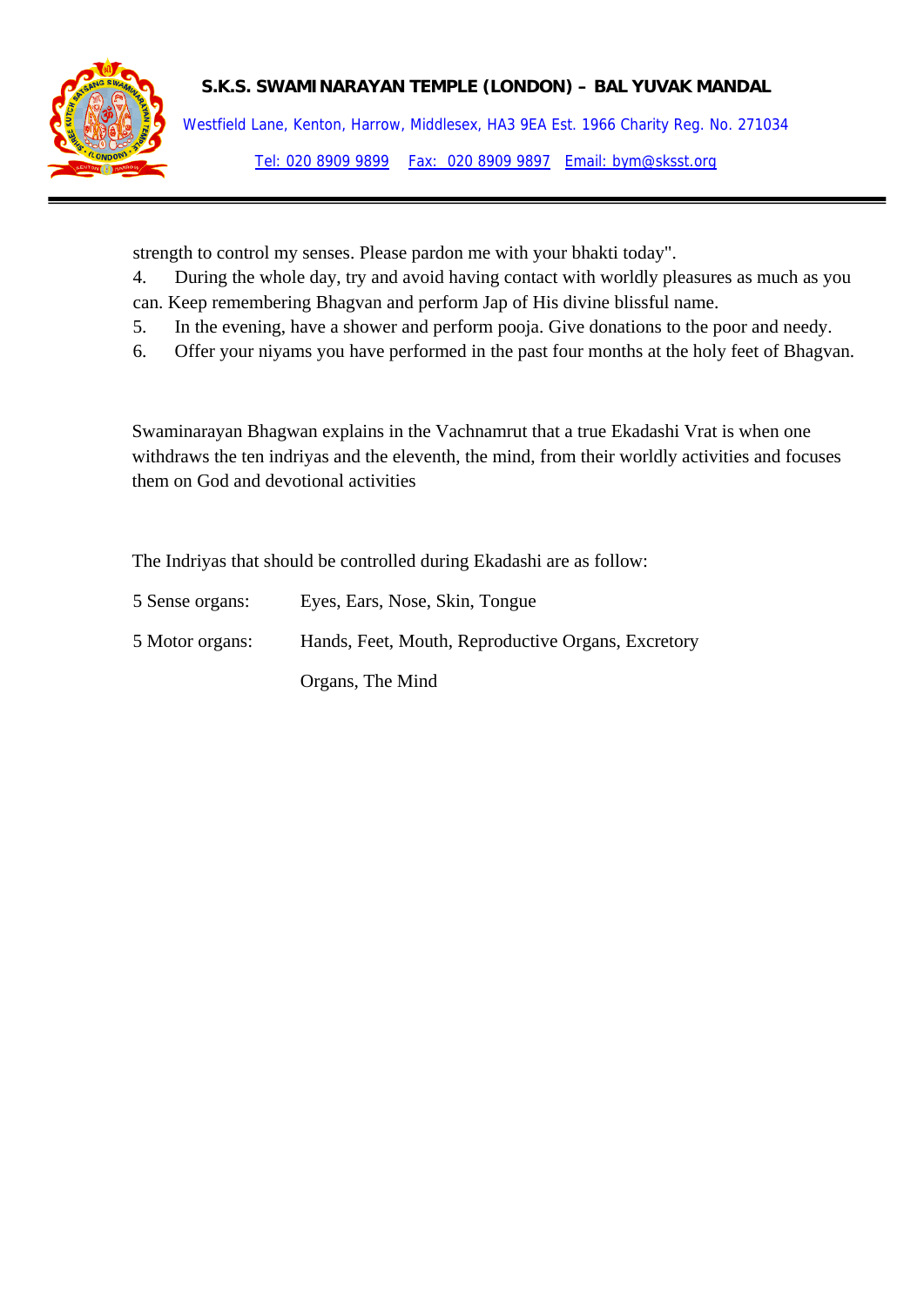strength to control my senses. Please pardon me with your bhakti today".

4. During the whole day, try and avoid having contact with worldly pleasures as much as you can. Keep remembering Bhagvan and perform Jap of His divine blissful name.
5. In the evening, have a shower and perform pooja. Give donations to the poor and needy.
6. Offer your niyams you have performed in the past four months at the holy feet of Bhagvan.

Swaminarayan Bhagwan explains in the Vachnamrut that a true Ekadashi Vrat is when one withdraws the ten indriyas and the eleventh, the mind, from their worldly activities and focuses them on God and devotional activities

The Indriyas that should be controlled during Ekadashi are as follow:

| | |
|---|---|
| 5 Sense organs: | Eyes, Ears, Nose, Skin, Tongue |
| 5 Motor organs: | Hands, Feet, Mouth, Reproductive Organs, Excretory Organs, The Mind |